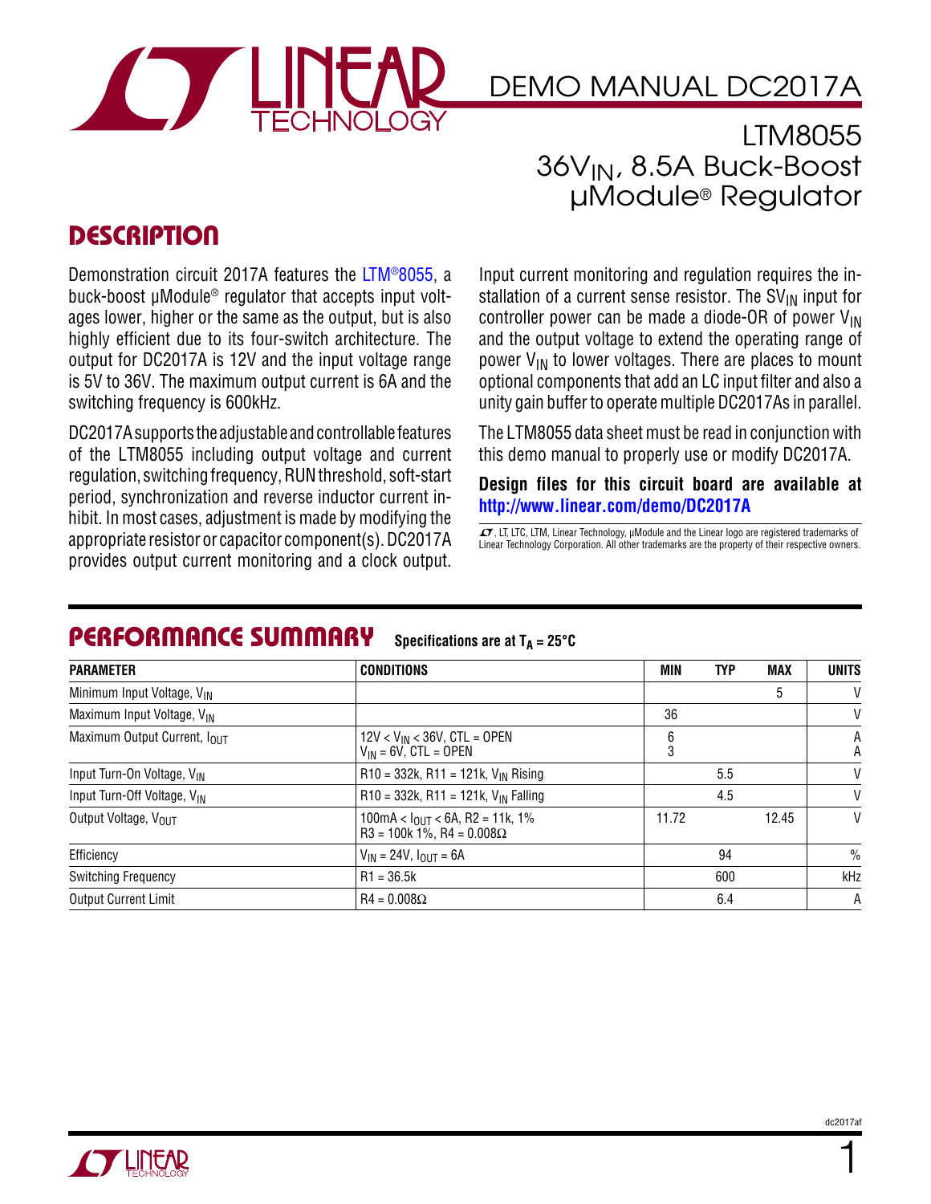# DEMO MANUAL DC2017A

## LTM8055 $36V_{IN}$, 8.5A Buck-Boost µModule® Regulator

## DESCRIPTION

Demonstration circuit 2017A features the LTM®8055, a buck-boost µModule® regulator that accepts input voltages lower, higher or the same as the output, but is also highly efficient due to its four-switch architecture. The output for DC2017A is 12V and the input voltage range is 5V to 36V. The maximum output current is 6A and the switching frequency is 600kHz.

DC2017A supports the adjustable and controllable features of the LTM8055 including output voltage and current regulation, switching frequency, RUN threshold, soft-start period, synchronization and reverse inductor current inhibit. In most cases, adjustment is made by modifying the appropriate resistor or capacitor component(s). DC2017A provides output current monitoring and a clock output.

Input current monitoring and regulation requires the installation of a current sense resistor. The $SV_{IN}$ input for controller power can be made a diode-OR of power $V_{IN}$ and the output voltage to extend the operating range of power $V_{IN}$ to lower voltages. There are places to mount optional components that add an LC input filter and also a unity gain buffer to operate multiple DC2017As in parallel.

The LTM8055 data sheet must be read in conjunction with this demo manual to properly use or modify DC2017A.

**Design files for this circuit board are available at http://www.linear.com/demo/DC2017A**

LT, LTC, LTM, Linear Technology, µModule and the Linear logo are registered trademarks of Linear Technology Corporation. All other trademarks are the property of their respective owners.

## PERFORMANCE SUMMARY

**Specifications are at $T_A = 25°C$**

| PARAMETER | CONDITIONS | MIN | TYP | MAX | UNITS |
|---|---|---|---|---|---|
| Minimum Input Voltage, $V_{IN}$ | | | | 5 | V |
| Maximum Input Voltage, $V_{IN}$ | | 36 | | | V |
| Maximum Output Current, $I_{OUT}$ | $12V < V_{IN} < 36V$, CTL = OPEN<br>$V_{IN} = 6V$, CTL = OPEN | 6<br>3 | | | A<br>A |
| Input Turn-On Voltage, $V_{IN}$ | R10 = 332k, R11 = 121k, $V_{IN}$ Rising | | 5.5 | | V |
| Input Turn-Off Voltage, $V_{IN}$ | R10 = 332k, R11 = 121k, $V_{IN}$ Falling | | 4.5 | | V |
| Output Voltage, $V_{OUT}$ | $100mA < I_{OUT} < 6A$, R2 = 11k, 1%<br>R3 = 100k 1%, R4 = 0.008Ω | 11.72 | | 12.45 | V |
| Efficiency | $V_{IN} = 24V$, $I_{OUT} = 6A$ | | 94 | | % |
| Switching Frequency | R1 = 36.5k | | 600 | | kHz |
| Output Current Limit | R4 = 0.008Ω | | 6.4 | | A |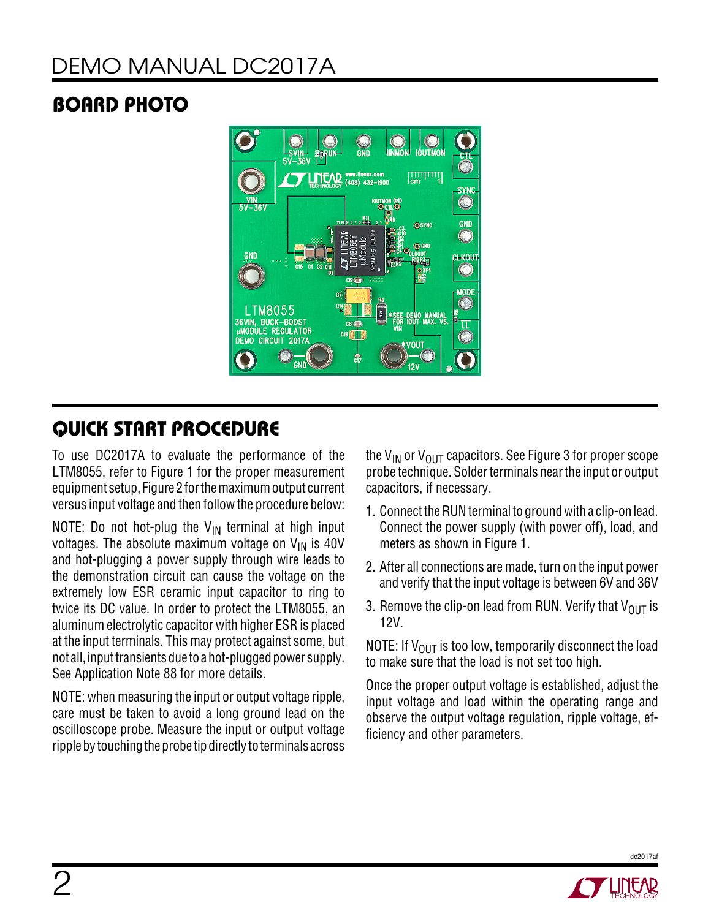## BOARD PHOTO

## QUICK START PROCEDURE

To use DC2017A to evaluate the performance of the LTM8055, refer to Figure 1 for the proper measurement equipment setup, Figure 2 for the maximum output current versus input voltage and then follow the procedure below:

NOTE: Do not hot-plug the $V_{IN}$ terminal at high input voltages. The absolute maximum voltage on $V_{IN}$ is 40V and hot-plugging a power supply through wire leads to the demonstration circuit can cause the voltage on the extremely low ESR ceramic input capacitor to ring to twice its DC value. In order to protect the LTM8055, an aluminum electrolytic capacitor with higher ESR is placed at the input terminals. This may protect against some, but not all, input transients due to a hot-plugged power supply. See Application Note 88 for more details.

NOTE: when measuring the input or output voltage ripple, care must be taken to avoid a long ground lead on the oscilloscope probe. Measure the input or output voltage ripple by touching the probe tip directly to terminals across the $V_{IN}$ or $V_{OUT}$ capacitors. See Figure 3 for proper scope probe technique. Solder terminals near the input or output capacitors, if necessary.

1. Connect the RUN terminal to ground with a clip-on lead. Connect the power supply (with power off), load, and meters as shown in Figure 1.
2. After all connections are made, turn on the input power and verify that the input voltage is between 6V and 36V
3. Remove the clip-on lead from RUN. Verify that $V_{OUT}$ is 12V.

NOTE: If $V_{OUT}$ is too low, temporarily disconnect the load to make sure that the load is not set too high.

Once the proper output voltage is established, adjust the input voltage and load within the operating range and observe the output voltage regulation, ripple voltage, efficiency and other parameters.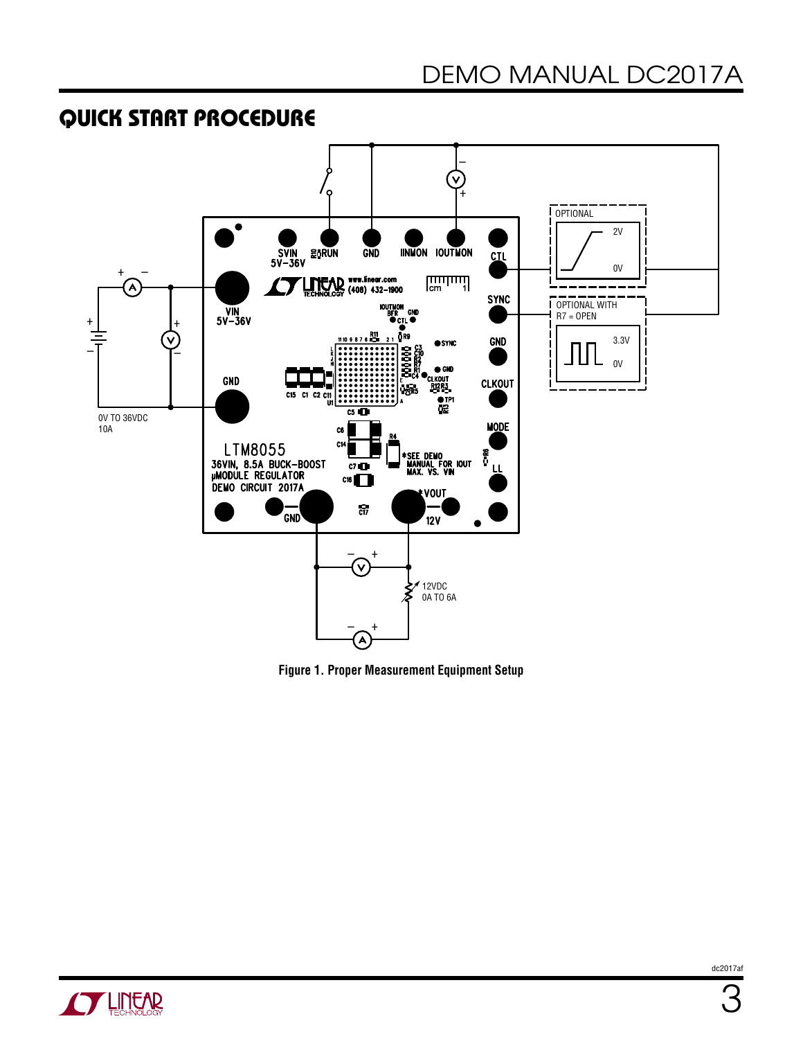## QUICK START PROCEDURE

Figure 1. Proper Measurement Equipment Setup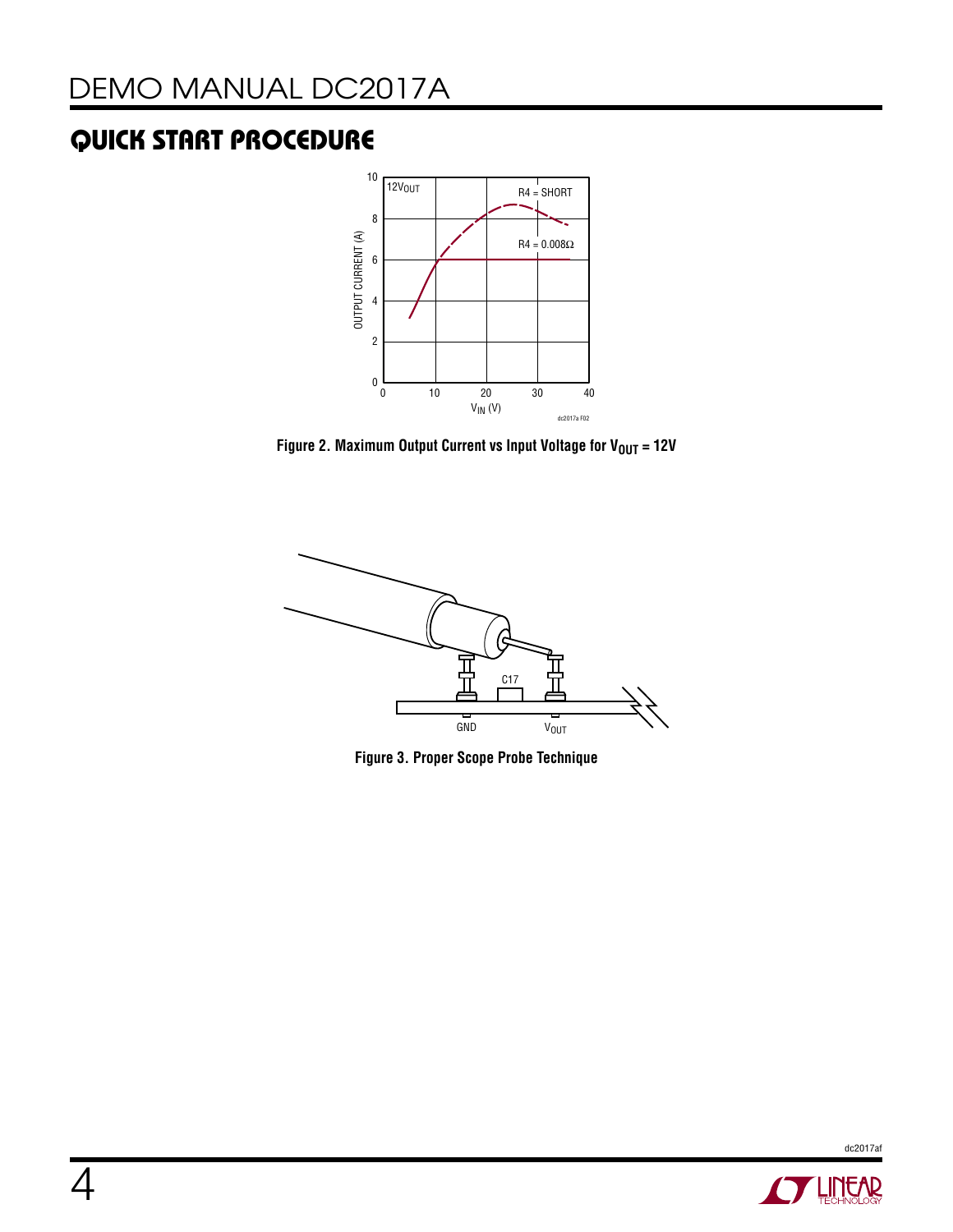## QUICK START PROCEDURE

Figure 2. Maximum Output Current vs Input Voltage for $V_{OUT}$ = 12V

Figure 3. Proper Scope Probe Technique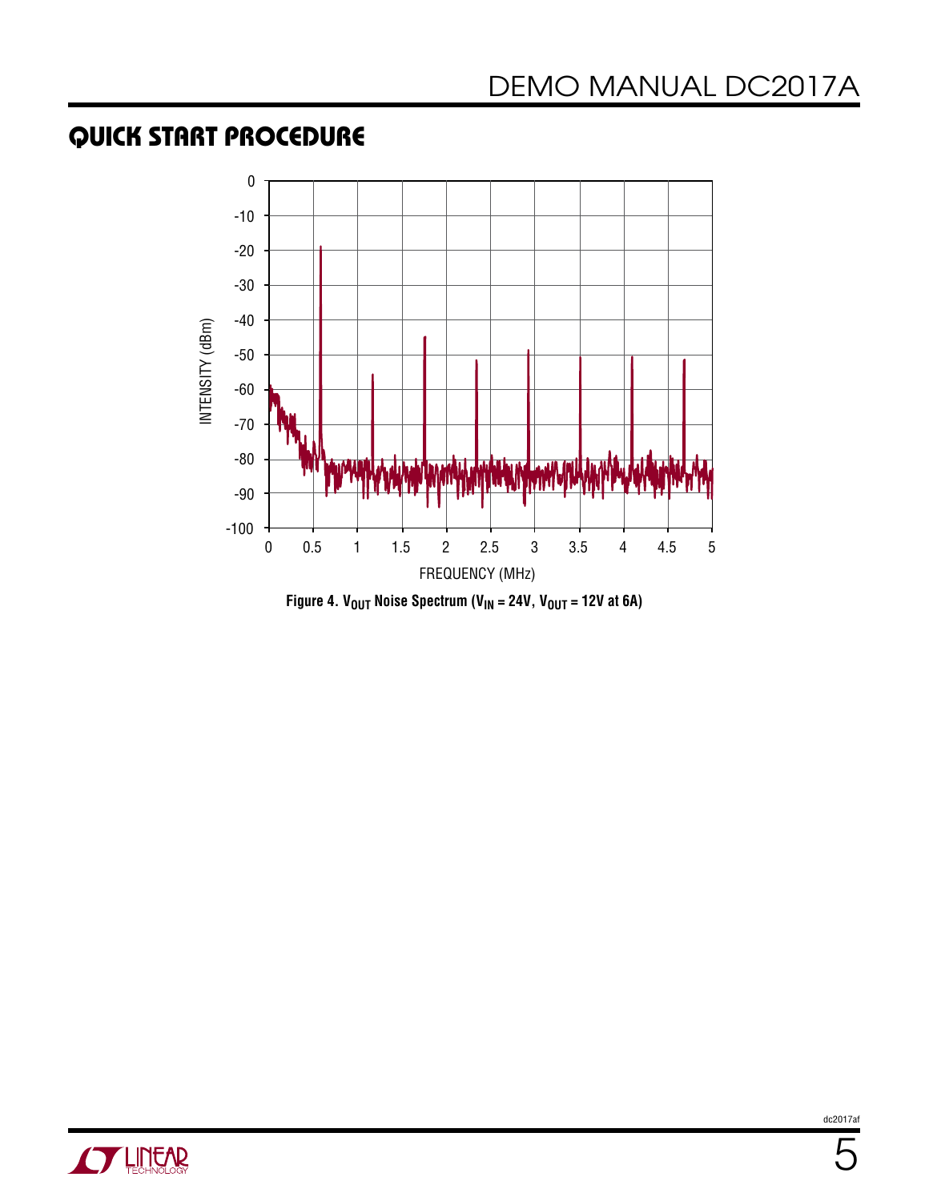## QUICK START PROCEDURE

Figure 4. $V_{OUT}$ Noise Spectrum ($V_{IN}$ = 24V, $V_{OUT}$ = 12V at 6A)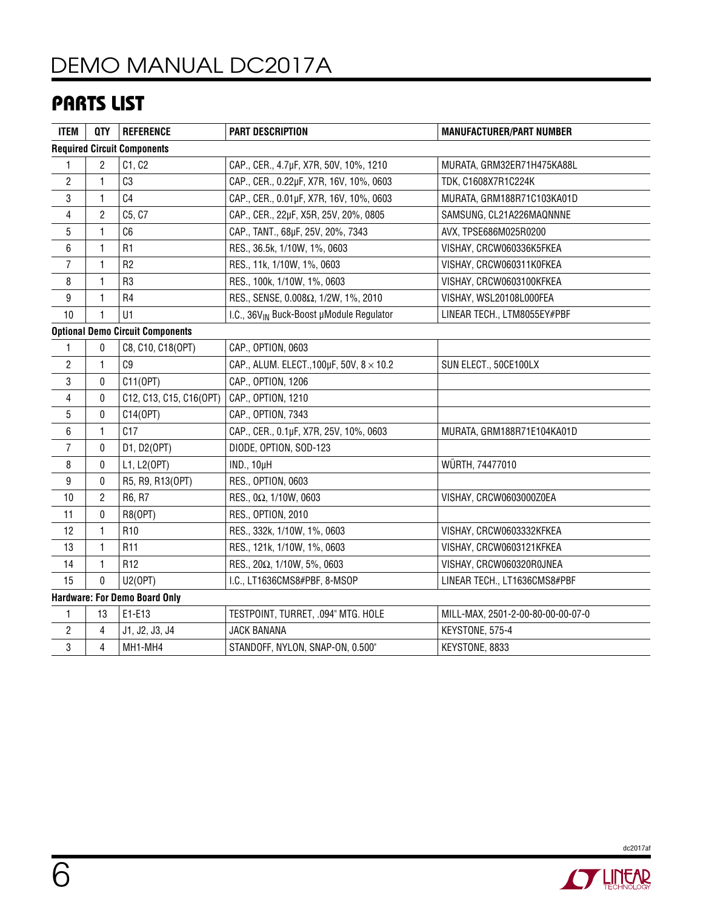## PARTS LIST

| ITEM | QTY | REFERENCE | PART DESCRIPTION | MANUFACTURER/PART NUMBER |
|---|---|---|---|---|
| **Required Circuit Components** | | | | |
| 1 | 2 | C1, C2 | CAP., CER., 4.7µF, X7R, 50V, 10%, 1210 | MURATA, GRM32ER71H475KA88L |
| 2 | 1 | C3 | CAP., CER., 0.22µF, X7R, 16V, 10%, 0603 | TDK, C1608X7R1C224K |
| 3 | 1 | C4 | CAP., CER., 0.01µF, X7R, 16V, 10%, 0603 | MURATA, GRM188R71C103KA01D |
| 4 | 2 | C5, C7 | CAP., CER., 22µF, X5R, 25V, 20%, 0805 | SAMSUNG, CL21A226MAQNNNE |
| 5 | 1 | C6 | CAP., TANT., 68µF, 25V, 20%, 7343 | AVX, TPSE686M025R0200 |
| 6 | 1 | R1 | RES., 36.5k, 1/10W, 1%, 0603 | VISHAY, CRCW060336K5FKEA |
| 7 | 1 | R2 | RES., 11k, 1/10W, 1%, 0603 | VISHAY, CRCW060311K0FKEA |
| 8 | 1 | R3 | RES., 100k, 1/10W, 1%, 0603 | VISHAY, CRCW0603100KFKEA |
| 9 | 1 | R4 | RES., SENSE, 0.008Ω, 1/2W, 1%, 2010 | VISHAY, WSL20108L000FEA |
| 10 | 1 | U1 | I.C., 36$V_{IN}$ Buck-Boost µModule Regulator | LINEAR TECH., LTM8055EY#PBF |
| **Optional Demo Circuit Components** | | | | |
| 1 | 0 | C8, C10, C18(OPT) | CAP., OPTION, 0603 | |
| 2 | 1 | C9 | CAP., ALUM. ELECT.,100µF, 50V, 8 × 10.2 | SUN ELECT., 50CE100LX |
| 3 | 0 | C11(OPT) | CAP., OPTION, 1206 | |
| 4 | 0 | C12, C13, C15, C16(OPT) | CAP., OPTION, 1210 | |
| 5 | 0 | C14(OPT) | CAP., OPTION, 7343 | |
| 6 | 1 | C17 | CAP., CER., 0.1µF, X7R, 25V, 10%, 0603 | MURATA, GRM188R71E104KA01D |
| 7 | 0 | D1, D2(OPT) | DIODE, OPTION, SOD-123 | |
| 8 | 0 | L1, L2(OPT) | IND., 10µH | WÜRTH, 74477010 |
| 9 | 0 | R5, R9, R13(OPT) | RES., OPTION, 0603 | |
| 10 | 2 | R6, R7 | RES., 0Ω, 1/10W, 0603 | VISHAY, CRCW0603000Z0EA |
| 11 | 0 | R8(OPT) | RES., OPTION, 2010 | |
| 12 | 1 | R10 | RES., 332k, 1/10W, 1%, 0603 | VISHAY, CRCW0603332KFKEA |
| 13 | 1 | R11 | RES., 121k, 1/10W, 1%, 0603 | VISHAY, CRCW0603121KFKEA |
| 14 | 1 | R12 | RES., 20Ω, 1/10W, 5%, 0603 | VISHAY, CRCW060320R0JNEA |
| 15 | 0 | U2(OPT) | I.C., LT1636CMS8#PBF, 8-MSOP | LINEAR TECH., LT1636CMS8#PBF |
| **Hardware: For Demo Board Only** | | | | |
| 1 | 13 | E1-E13 | TESTPOINT, TURRET, .094" MTG. HOLE | MILL-MAX, 2501-2-00-80-00-00-07-0 |
| 2 | 4 | J1, J2, J3, J4 | JACK BANANA | KEYSTONE, 575-4 |
| 3 | 4 | MH1-MH4 | STANDOFF, NYLON, SNAP-ON, 0.500" | KEYSTONE, 8833 |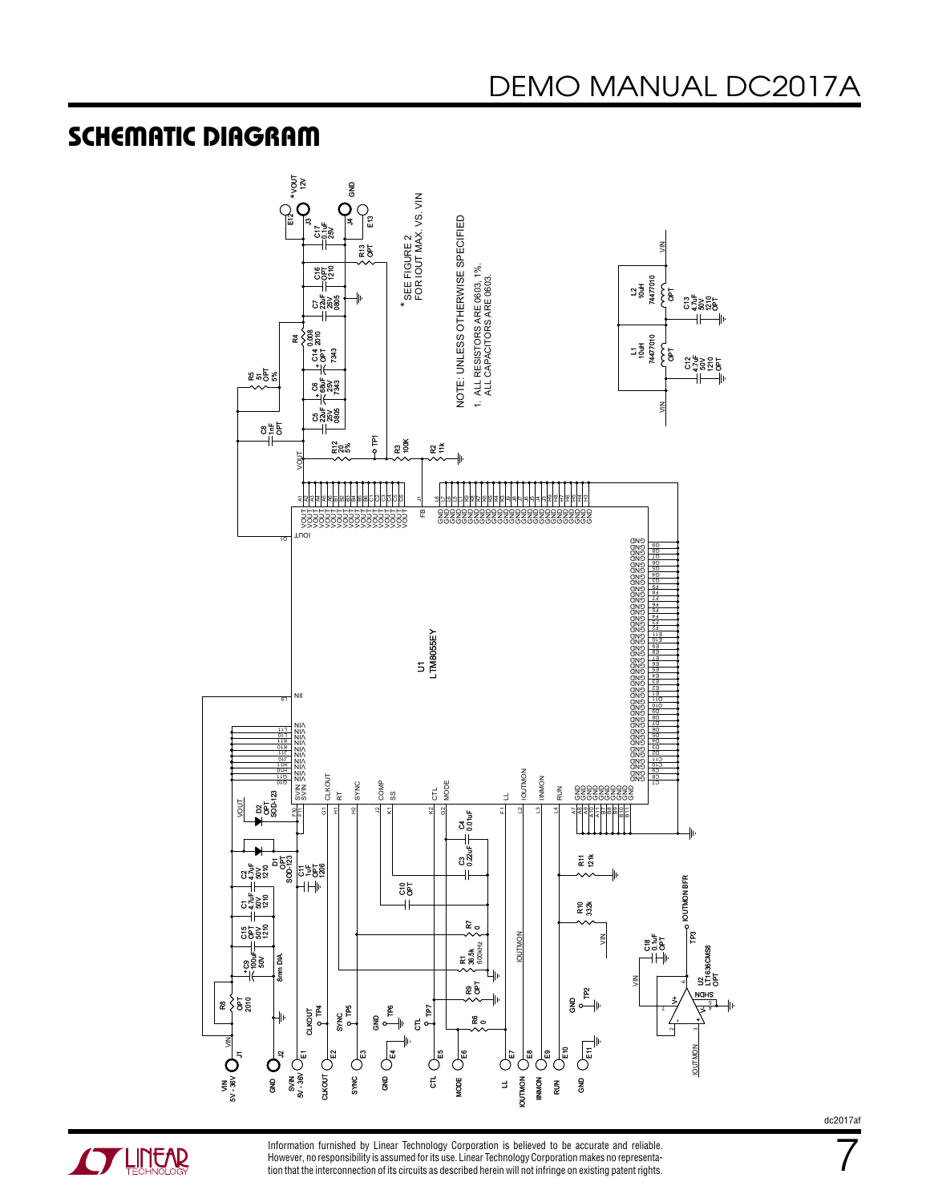## SCHEMATIC DIAGRAM

* SEE FIGURE 2 FOR IOUT MAX. VS. VIN

NOTE: UNLESS OTHERWISE SPECIFIED

1. ALL RESISTORS ARE 0603, 1%. ALL CAPACITORS ARE 0603.

U1 LTM8055EY

| Terminal | Label |
|---|---|
| J1 | VIN 5V - 36V |
| J2 | GND |
| E1 | SVIN 5V - 36V |
| E2 | CLKOUT |
| E3 | SYNC |
| E4 | GND |
| E5 | CTL |
| E6 | MODE |
| E7 | LL |
| E8 | IOUTMON |
| E9 | INMON |
| E10 | RUN |
| E11 | GND |
| J3 / E12 | * VOUT 12V |
| J4 / E13 | GND |

| Ref | Value |
|---|---|
| C1 | 4.7uF 50V 1210 |
| C2 | 4.7uF 50V 1210 |
| C3 | 0.22uF |
| C4 | 0.01uF |
| C5 | 22uF 25V 0805 |
| C6 | 68uF 25V 7343 |
| C7 | 22uF 25V 0805 |
| C8 | 1nF OPT |
| C9 | 100uF 50V 8mm DIA. |
| C10 | OPT |
| C11 | 1uF OPT 1206 |
| C12 | 4.7uF 50V 1210 OPT |
| C13 | 4.7uF 50V 1210 OPT |
| C14 | OPT 7343 |
| C15 | OPT 50V 1210 |
| C16 | OPT 1210 |
| C17 | 0.1uF 25V |
| C18 | 0.1uF OPT |
| D1 | OPT SOD-123 |
| D2 | OPT SOD-123 |
| L1 | 10uH 74477010 OPT |
| L2 | 10uH 74477010 OPT |
| R1 | 36.5k 600kHz |
| R2 | 11k |
| R3 | 100K |
| R4 | 0.008 2010 |
| R5 | 51 OPT 5% |
| R6 | 0 |
| R7 | 0 |
| R8 | OPT 2010 |
| R9 | OPT |
| R10 | 332k |
| R11 | 121k |
| R12 | 20 5% |
| R13 | OPT |
| U2 | LT1636CMS8 OPT |
| TP1 | |
| TP2 | GND |
| TP3 | IOUTMON BFR |
| TP4 | CLKOUT |
| TP5 | SYNC |
| TP6 | GND |
| TP7 | CTL |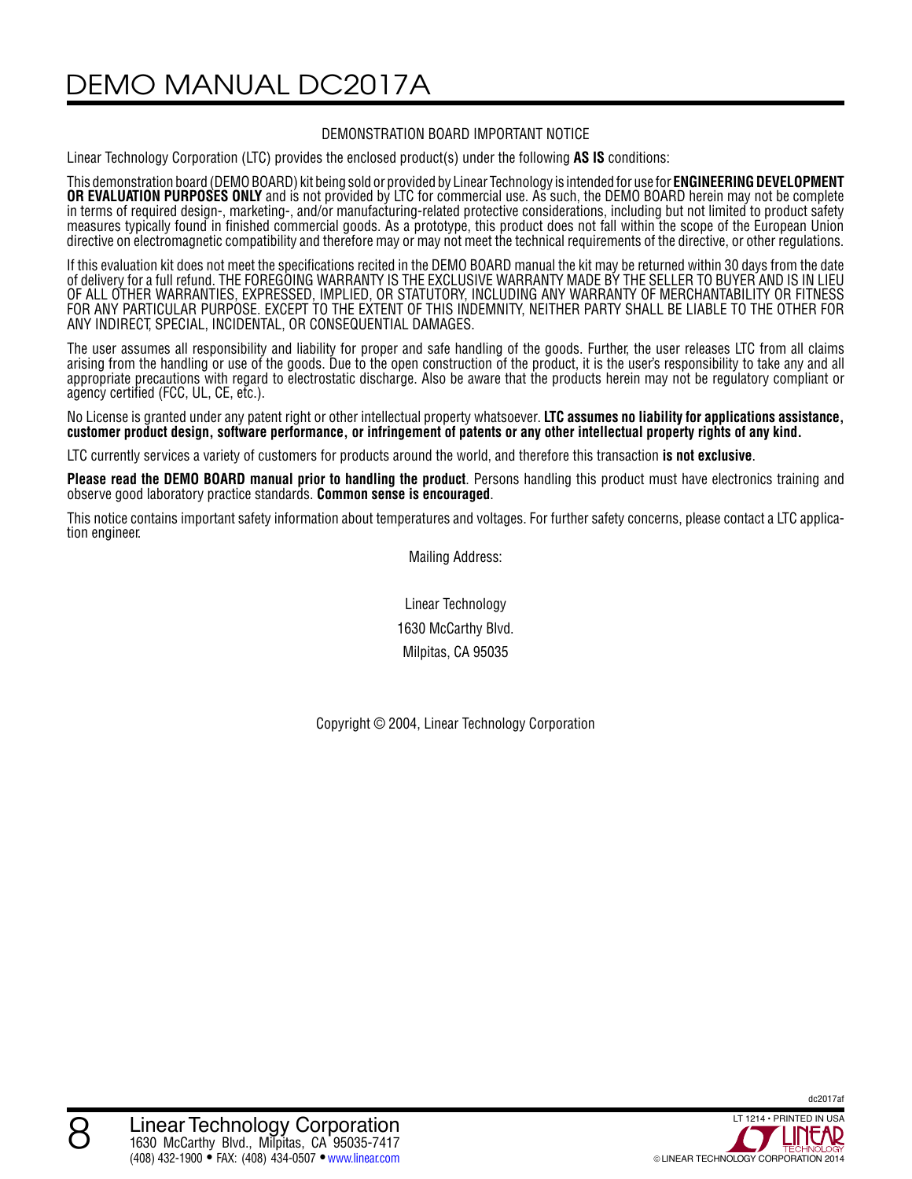DEMONSTRATION BOARD IMPORTANT NOTICE

Linear Technology Corporation (LTC) provides the enclosed product(s) under the following **AS IS** conditions:

This demonstration board (DEMO BOARD) kit being sold or provided by Linear Technology is intended for use for **ENGINEERING DEVELOPMENT OR EVALUATION PURPOSES ONLY** and is not provided by LTC for commercial use. As such, the DEMO BOARD herein may not be complete in terms of required design-, marketing-, and/or manufacturing-related protective considerations, including but not limited to product safety measures typically found in finished commercial goods. As a prototype, this product does not fall within the scope of the European Union directive on electromagnetic compatibility and therefore may or may not meet the technical requirements of the directive, or other regulations.

If this evaluation kit does not meet the specifications recited in the DEMO BOARD manual the kit may be returned within 30 days from the date of delivery for a full refund. THE FOREGOING WARRANTY IS THE EXCLUSIVE WARRANTY MADE BY THE SELLER TO BUYER AND IS IN LIEU OF ALL OTHER WARRANTIES, EXPRESSED, IMPLIED, OR STATUTORY, INCLUDING ANY WARRANTY OF MERCHANTABILITY OR FITNESS FOR ANY PARTICULAR PURPOSE. EXCEPT TO THE EXTENT OF THIS INDEMNITY, NEITHER PARTY SHALL BE LIABLE TO THE OTHER FOR ANY INDIRECT, SPECIAL, INCIDENTAL, OR CONSEQUENTIAL DAMAGES.

The user assumes all responsibility and liability for proper and safe handling of the goods. Further, the user releases LTC from all claims arising from the handling or use of the goods. Due to the open construction of the product, it is the user's responsibility to take any and all appropriate precautions with regard to electrostatic discharge. Also be aware that the products herein may not be regulatory compliant or agency certified (FCC, UL, CE, etc.).

No License is granted under any patent right or other intellectual property whatsoever. **LTC assumes no liability for applications assistance, customer product design, software performance, or infringement of patents or any other intellectual property rights of any kind.**

LTC currently services a variety of customers for products around the world, and therefore this transaction **is not exclusive**.

**Please read the DEMO BOARD manual prior to handling the product**. Persons handling this product must have electronics training and observe good laboratory practice standards. **Common sense is encouraged**.

This notice contains important safety information about temperatures and voltages. For further safety concerns, please contact a LTC application engineer.

Mailing Address:

Linear Technology
1630 McCarthy Blvd.
Milpitas, CA 95035

Copyright © 2004, Linear Technology Corporation

Linear Technology Corporation
1630 McCarthy Blvd., Milpitas, CA 95035-7417
(408) 432-1900 • FAX: (408) 434-0507 • www.linear.com

LT 1214 • PRINTED IN USA

© LINEAR TECHNOLOGY CORPORATION 2014